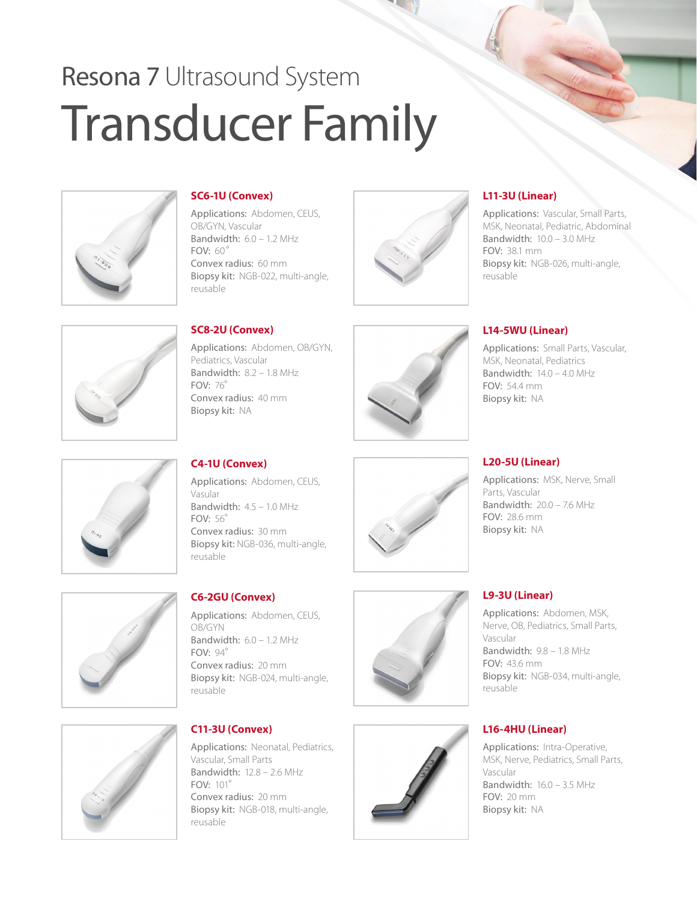# Resona 7 Ultrasound System

# Transducer Family

## SC6-1U (Convex)

Applications: Abdomen, CEUS, OB/GYN, Vascular
Bandwidth: 6.0 – 1.2 MHz
FOV: 60˚
Convex radius: 60 mm
Biopsy kit: NGB-022, multi-angle, reusable

## SC8-2U (Convex)

Applications: Abdomen, OB/GYN, Pediatrics, Vascular
Bandwidth: 8.2 – 1.8 MHz
FOV: 76˚
Convex radius: 40 mm
Biopsy kit: NA

## C4-1U (Convex)

Applications: Abdomen, CEUS, Vasular
Bandwidth: 4.5 – 1.0 MHz
FOV: 56˚
Convex radius: 30 mm
Biopsy kit: NGB-036, multi-angle, reusable

## C6-2GU (Convex)

Applications: Abdomen, CEUS, OB/GYN
Bandwidth: 6.0 – 1.2 MHz
FOV: 94˚
Convex radius: 20 mm
Biopsy kit: NGB-024, multi-angle, reusable

## C11-3U (Convex)

Applications: Neonatal, Pediatrics, Vascular, Small Parts
Bandwidth: 12.8 – 2.6 MHz
FOV: 101˚
Convex radius: 20 mm
Biopsy kit: NGB-018, multi-angle, reusable

## L11-3U (Linear)

Applications: Vascular, Small Parts, MSK, Neonatal, Pediatric, Abdominal
Bandwidth: 10.0 – 3.0 MHz
FOV: 38.1 mm
Biopsy kit: NGB-026, multi-angle, reusable

## L14-5WU (Linear)

Applications: Small Parts, Vascular, MSK, Neonatal, Pediatrics
Bandwidth: 14.0 – 4.0 MHz
FOV: 54.4 mm
Biopsy kit: NA

## L20-5U (Linear)

Applications: MSK, Nerve, Small Parts, Vascular
Bandwidth: 20.0 – 7.6 MHz
FOV: 28.6 mm
Biopsy kit: NA

## L9-3U (Linear)

Applications: Abdomen, MSK, Nerve, OB, Pediatrics, Small Parts, Vascular
Bandwidth: 9.8 – 1.8 MHz
FOV: 43.6 mm
Biopsy kit: NGB-034, multi-angle, reusable

## L16-4HU (Linear)

Applications: Intra-Operative, MSK, Nerve, Pediatrics, Small Parts, Vascular
Bandwidth: 16.0 – 3.5 MHz
FOV: 20 mm
Biopsy kit: NA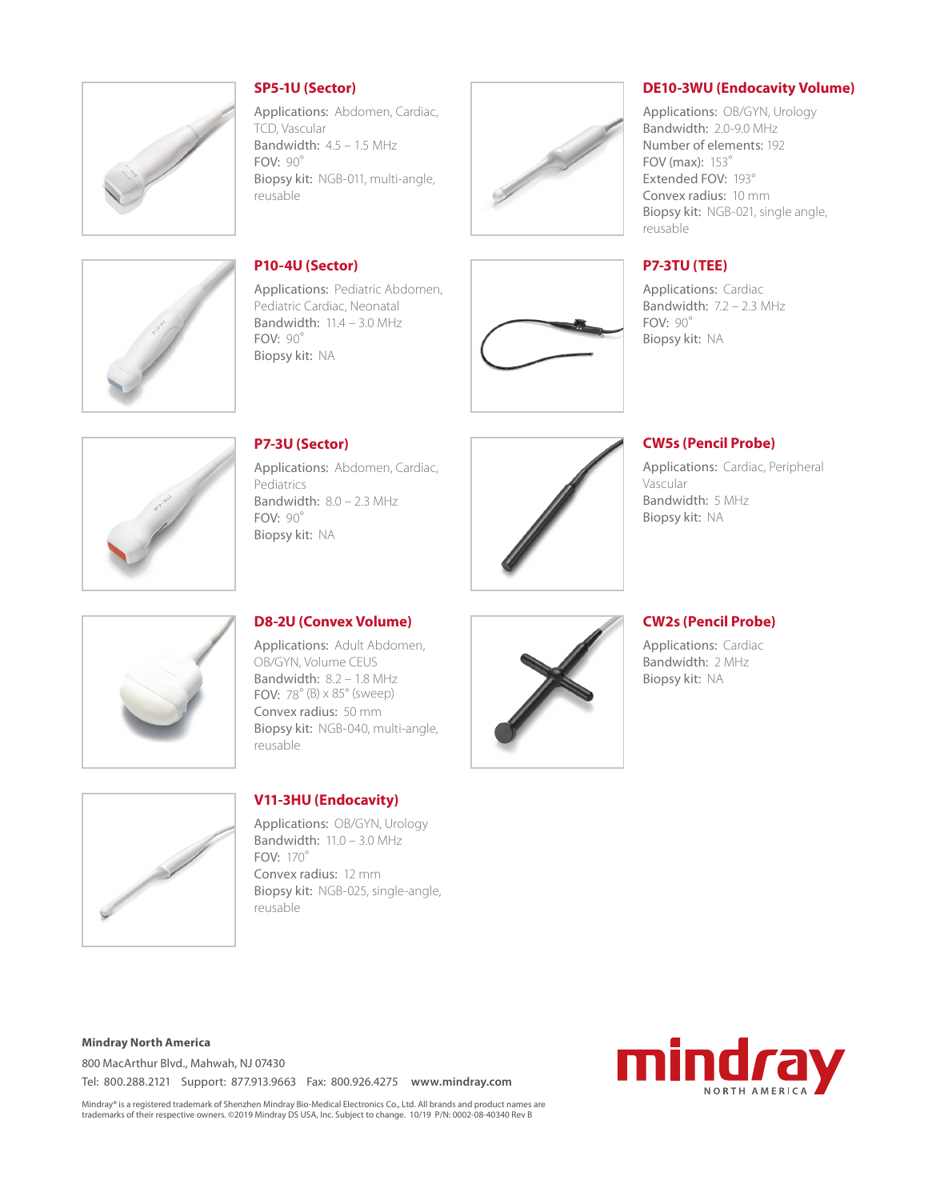### SP5-1U (Sector)

Applications: Abdomen, Cardiac, TCD, Vascular
Bandwidth: 4.5 – 1.5 MHz
FOV: 90°
Biopsy kit: NGB-011, multi-angle, reusable

### P10-4U (Sector)

Applications: Pediatric Abdomen, Pediatric Cardiac, Neonatal
Bandwidth: 11.4 – 3.0 MHz
FOV: 90°
Biopsy kit: NA

### P7-3U (Sector)

Applications: Abdomen, Cardiac, Pediatrics
Bandwidth: 8.0 – 2.3 MHz
FOV: 90°
Biopsy kit: NA

### D8-2U (Convex Volume)

Applications: Adult Abdomen, OB/GYN, Volume CEUS
Bandwidth: 8.2 – 1.8 MHz
FOV: 78° (B) x 85° (sweep)
Convex radius: 50 mm
Biopsy kit: NGB-040, multi-angle, reusable

### V11-3HU (Endocavity)

Applications: OB/GYN, Urology
Bandwidth: 11.0 – 3.0 MHz
FOV: 170°
Convex radius: 12 mm
Biopsy kit: NGB-025, single-angle, reusable

### DE10-3WU (Endocavity Volume)

Applications: OB/GYN, Urology
Bandwidth: 2.0-9.0 MHz
Number of elements: 192
FOV (max): 153°
Extended FOV: 193°
Convex radius: 10 mm
Biopsy kit: NGB-021, single angle, reusable

### P7-3TU (TEE)

Applications: Cardiac
Bandwidth: 7.2 – 2.3 MHz
FOV: 90°
Biopsy kit: NA

### CW5s (Pencil Probe)

Applications: Cardiac, Peripheral Vascular
Bandwidth: 5 MHz
Biopsy kit: NA

### CW2s (Pencil Probe)

Applications: Cardiac
Bandwidth: 2 MHz
Biopsy kit: NA

**Mindray North America**

800 MacArthur Blvd., Mahwah, NJ 07430

Tel: 800.288.2121 Support: 877.913.9663 Fax: 800.926.4275 **www.mindray.com**

mindray NORTH AMERICA

Mindray® is a registered trademark of Shenzhen Mindray Bio-Medical Electronics Co., Ltd. All brands and product names are trademarks of their respective owners. ©2019 Mindray DS USA, Inc. Subject to change. 10/19 P/N: 0002-08-40340 Rev B